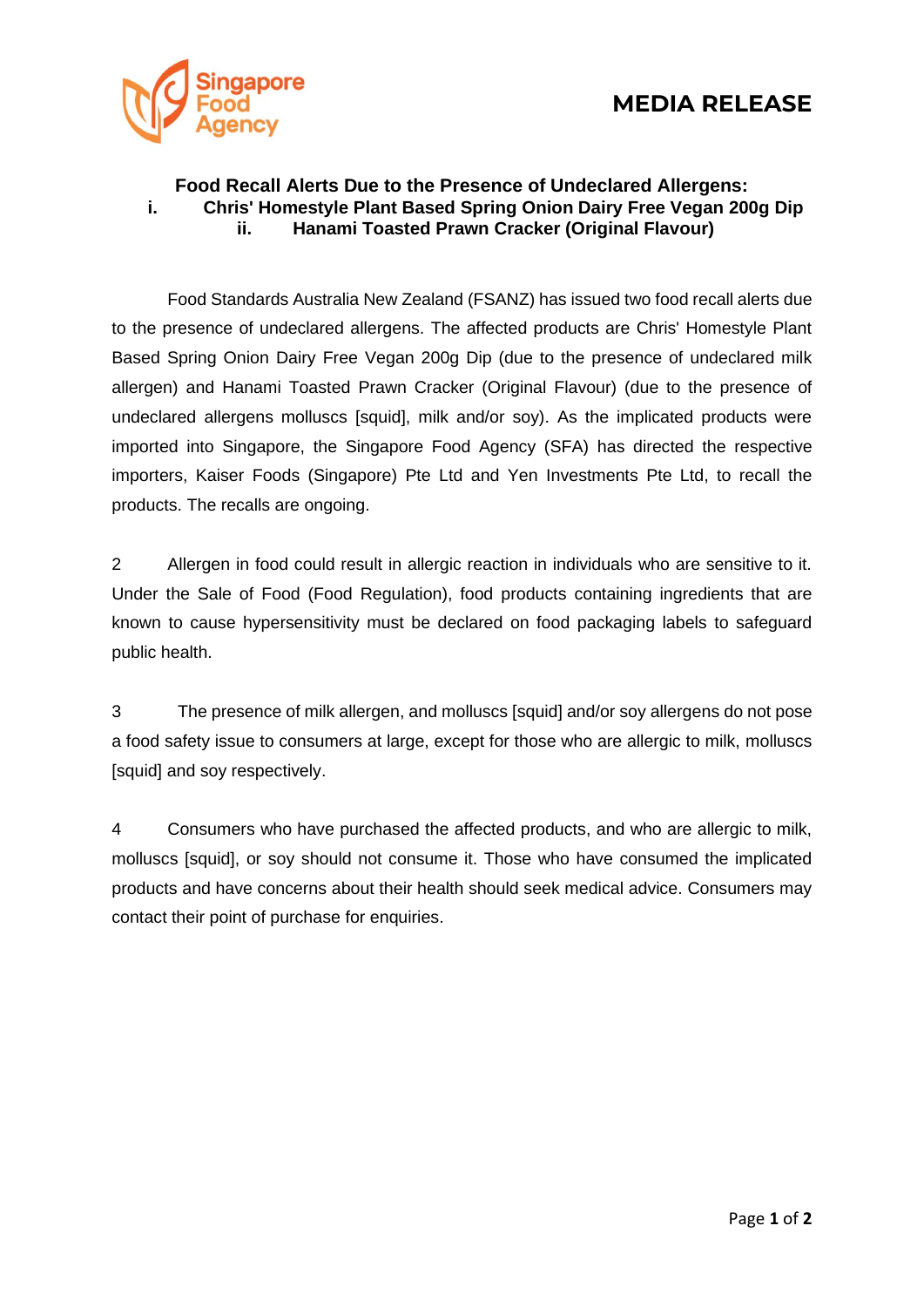**MEDIA RELEASE**

## Food Recall Alerts Due to the Presence of Undeclared Allergens:

**i. Chris' Homestyle Plant Based Spring Onion Dairy Free Vegan 200g Dip**

**ii. Hanami Toasted Prawn Cracker (Original Flavour)**

Food Standards Australia New Zealand (FSANZ) has issued two food recall alerts due to the presence of undeclared allergens. The affected products are Chris' Homestyle Plant Based Spring Onion Dairy Free Vegan 200g Dip (due to the presence of undeclared milk allergen) and Hanami Toasted Prawn Cracker (Original Flavour) (due to the presence of undeclared allergens molluscs [squid], milk and/or soy). As the implicated products were imported into Singapore, the Singapore Food Agency (SFA) has directed the respective importers, Kaiser Foods (Singapore) Pte Ltd and Yen Investments Pte Ltd, to recall the products. The recalls are ongoing.

2 Allergen in food could result in allergic reaction in individuals who are sensitive to it. Under the Sale of Food (Food Regulation), food products containing ingredients that are known to cause hypersensitivity must be declared on food packaging labels to safeguard public health.

3 The presence of milk allergen, and molluscs [squid] and/or soy allergens do not pose a food safety issue to consumers at large, except for those who are allergic to milk, molluscs [squid] and soy respectively.

4 Consumers who have purchased the affected products, and who are allergic to milk, molluscs [squid], or soy should not consume it. Those who have consumed the implicated products and have concerns about their health should seek medical advice. Consumers may contact their point of purchase for enquiries.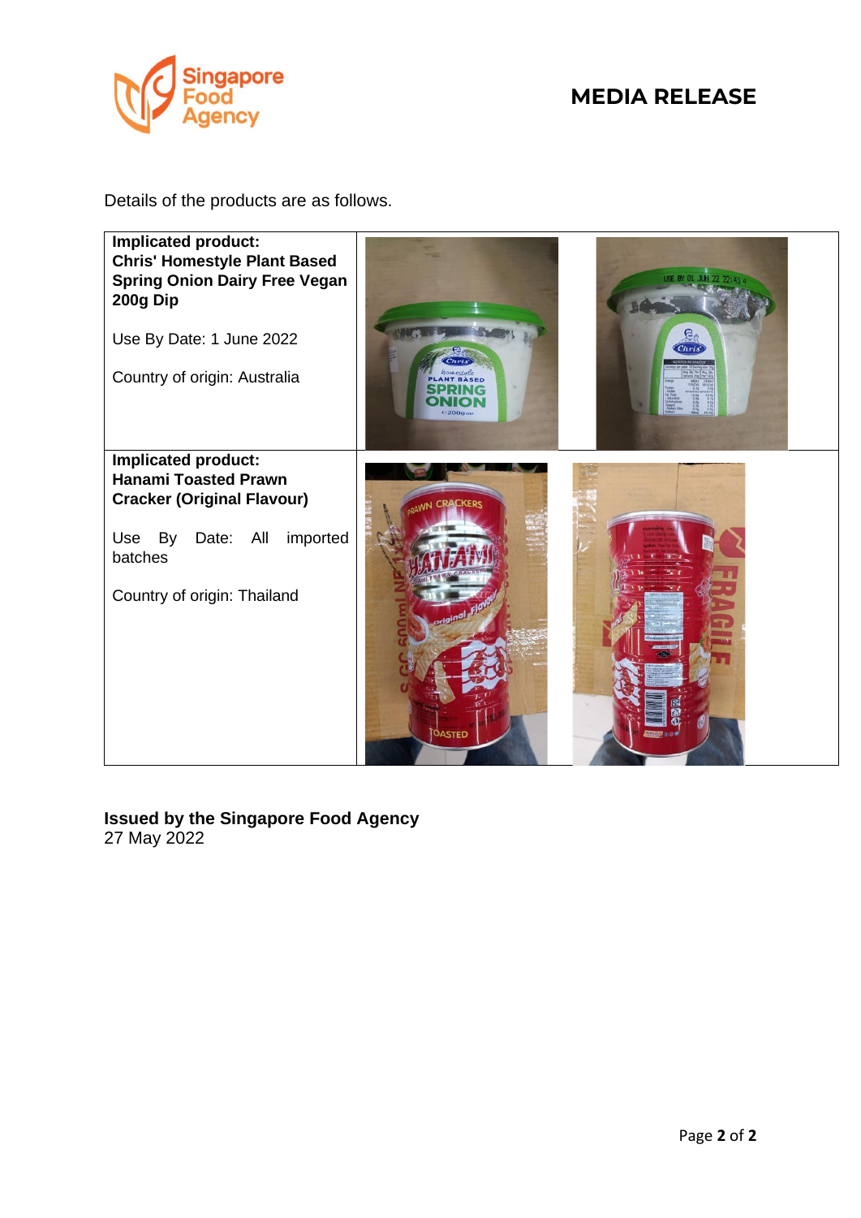**MEDIA RELEASE**

Details of the products are as follows.

| | |
|---|---|
| **Implicated product:**<br>**Chris' Homestyle Plant Based Spring Onion Dairy Free Vegan 200g Dip**<br><br>Use By Date: 1 June 2022<br><br>Country of origin: Australia | |
| **Implicated product:**<br>**Hanami Toasted Prawn Cracker (Original Flavour)**<br><br>Use By Date: All imported batches<br><br>Country of origin: Thailand | |

**Issued by the Singapore Food Agency**
27 May 2022